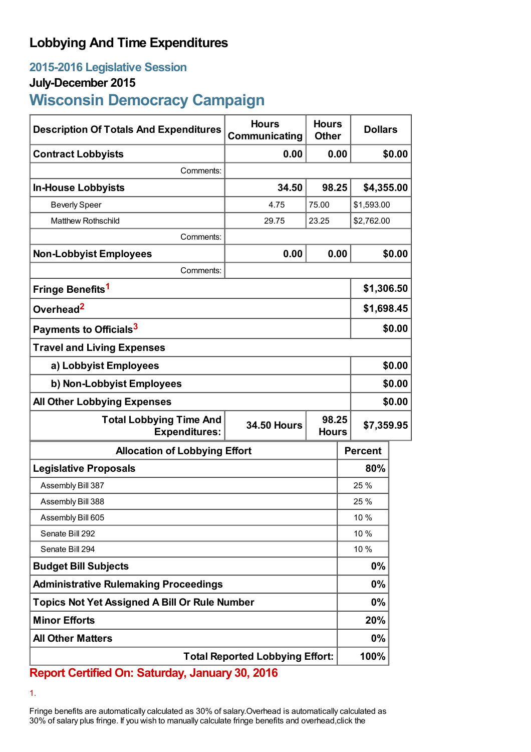# Lobbying And Time Expenditures

## 2015-2016 Legislative Session

### July-December 2015

## Wisconsin Democracy Campaign

| Description Of Totals And Expenditures | Hours Communicating | Hours Other | Dollars |
|---|---|---|---|
| **Contract Lobbyists** | **0.00** | **0.00** | **$0.00** |
| Comments: | | | |
| **In-House Lobbyists** | **34.50** | **98.25** | **$4,355.00** |
| Beverly Speer | 4.75 | 75.00 | $1,593.00 |
| Matthew Rothschild | 29.75 | 23.25 | $2,762.00 |
| Comments: | | | |
| **Non-Lobbyist Employees** | **0.00** | **0.00** | **$0.00** |
| Comments: | | | |
| **Fringe Benefits[1]** | | | **$1,306.50** |
| **Overhead[2]** | | | **$1,698.45** |
| **Payments to Officials[3]** | | | **$0.00** |
| **Travel and Living Expenses** | | | |
| **a) Lobbyist Employees** | | | **$0.00** |
| **b) Non-Lobbyist Employees** | | | **$0.00** |
| **All Other Lobbying Expenses** | | | **$0.00** |
| **Total Lobbying Time And Expenditures:** | **34.50 Hours** | **98.25 Hours** | **$7,359.95** |

| Allocation of Lobbying Effort | Percent |
|---|---|
| **Legislative Proposals** | **80%** |
| Assembly Bill 387 | 25 % |
| Assembly Bill 388 | 25 % |
| Assembly Bill 605 | 10 % |
| Senate Bill 292 | 10 % |
| Senate Bill 294 | 10 % |
| **Budget Bill Subjects** | **0%** |
| **Administrative Rulemaking Proceedings** | **0%** |
| **Topics Not Yet Assigned A Bill Or Rule Number** | **0%** |
| **Minor Efforts** | **20%** |
| **All Other Matters** | **0%** |
| **Total Reported Lobbying Effort:** | **100%** |

**Report Certified On: Saturday, January 30, 2016**

1.

Fringe benefits are automatically calculated as 30% of salary.Overhead is automatically calculated as 30% of salary plus fringe. If you wish to manually calculate fringe benefits and overhead,click the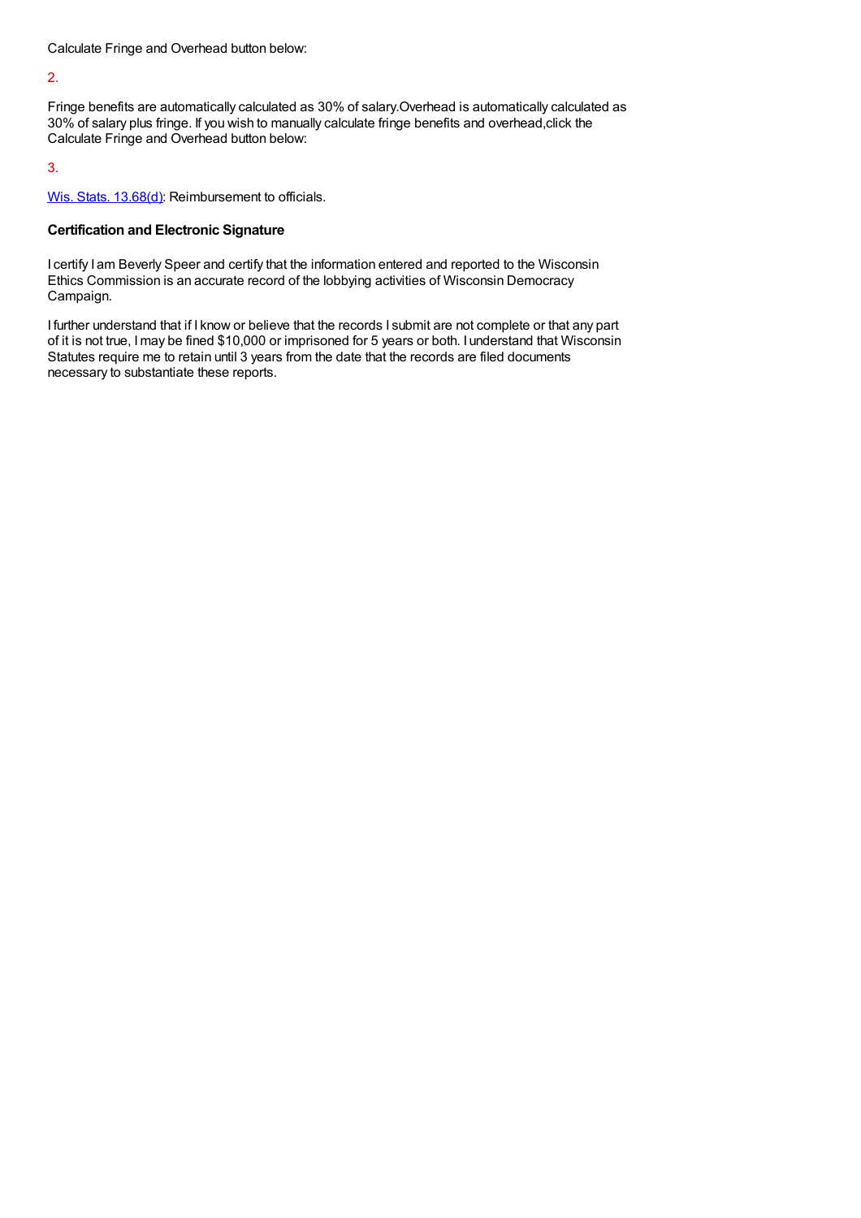Calculate Fringe and Overhead button below:

2.

Fringe benefits are automatically calculated as 30% of salary.Overhead is automatically calculated as 30% of salary plus fringe. If you wish to manually calculate fringe benefits and overhead,click the Calculate Fringe and Overhead button below:

3.

[Wis. Stats. 13.68(d)](#): Reimbursement to officials.

**Certification and Electronic Signature**

I certify I am Beverly Speer and certify that the information entered and reported to the Wisconsin Ethics Commission is an accurate record of the lobbying activities of Wisconsin Democracy Campaign.

I further understand that if I know or believe that the records I submit are not complete or that any part of it is not true, I may be fined $10,000 or imprisoned for 5 years or both. I understand that Wisconsin Statutes require me to retain until 3 years from the date that the records are filed documents necessary to substantiate these reports.